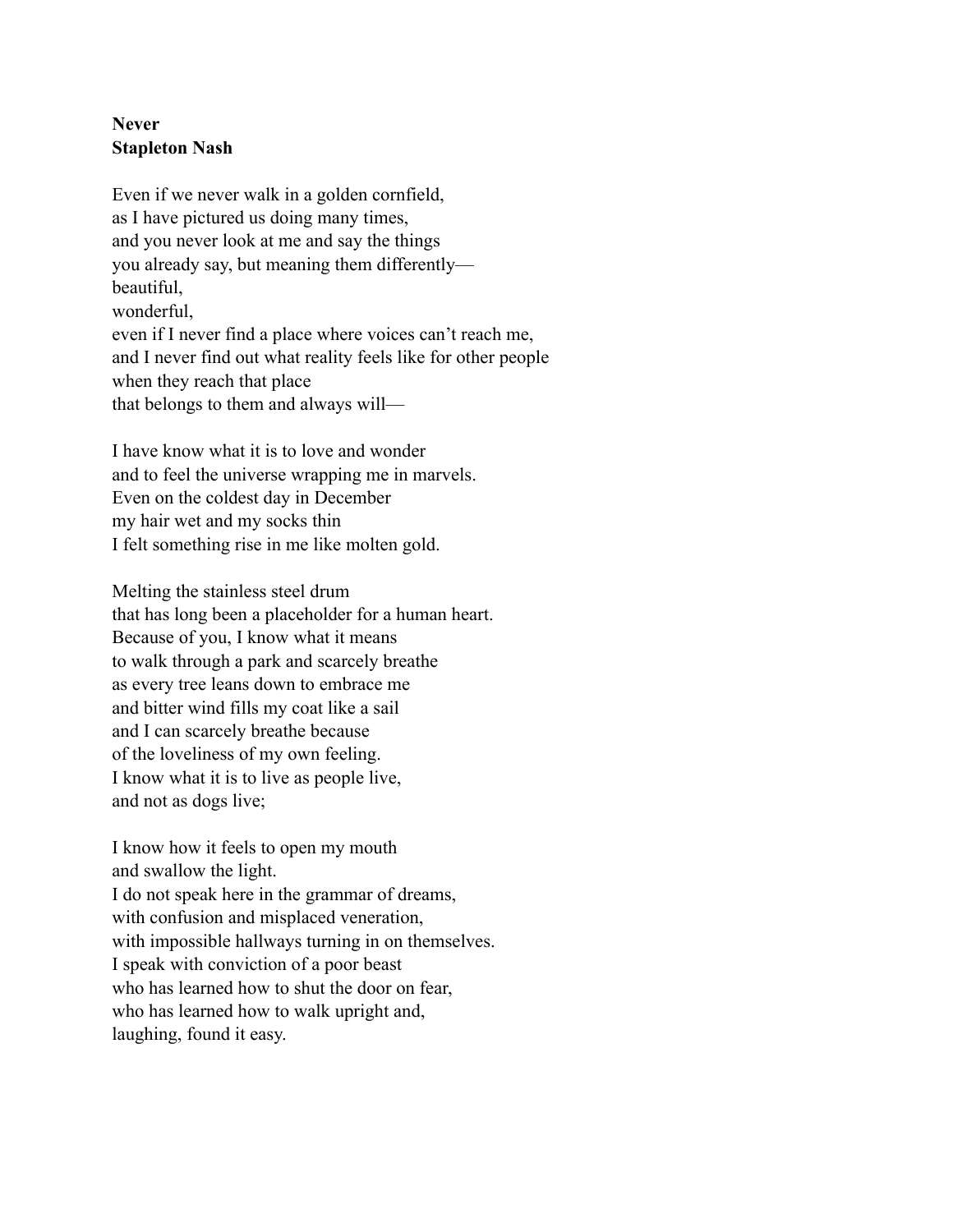**Never**
**Stapleton Nash**

Even if we never walk in a golden cornfield,
as I have pictured us doing many times,
and you never look at me and say the things
you already say, but meaning them differently—
beautiful,
wonderful,
even if I never find a place where voices can't reach me,
and I never find out what reality feels like for other people
when they reach that place
that belongs to them and always will—

I have know what it is to love and wonder
and to feel the universe wrapping me in marvels.
Even on the coldest day in December
my hair wet and my socks thin
I felt something rise in me like molten gold.

Melting the stainless steel drum
that has long been a placeholder for a human heart.
Because of you, I know what it means
to walk through a park and scarcely breathe
as every tree leans down to embrace me
and bitter wind fills my coat like a sail
and I can scarcely breathe because
of the loveliness of my own feeling.
I know what it is to live as people live,
and not as dogs live;

I know how it feels to open my mouth
and swallow the light.
I do not speak here in the grammar of dreams,
with confusion and misplaced veneration,
with impossible hallways turning in on themselves.
I speak with conviction of a poor beast
who has learned how to shut the door on fear,
who has learned how to walk upright and,
laughing, found it easy.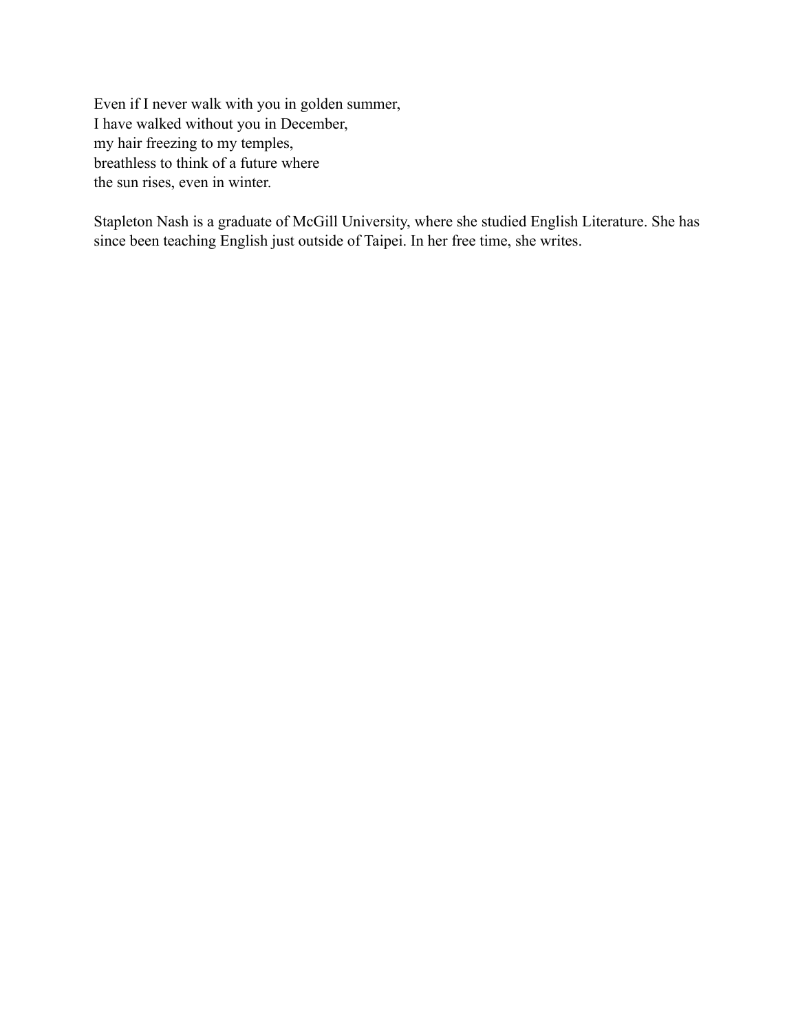Even if I never walk with you in golden summer,  
I have walked without you in December,  
my hair freezing to my temples,  
breathless to think of a future where  
the sun rises, even in winter.

Stapleton Nash is a graduate of McGill University, where she studied English Literature. She has since been teaching English just outside of Taipei. In her free time, she writes.